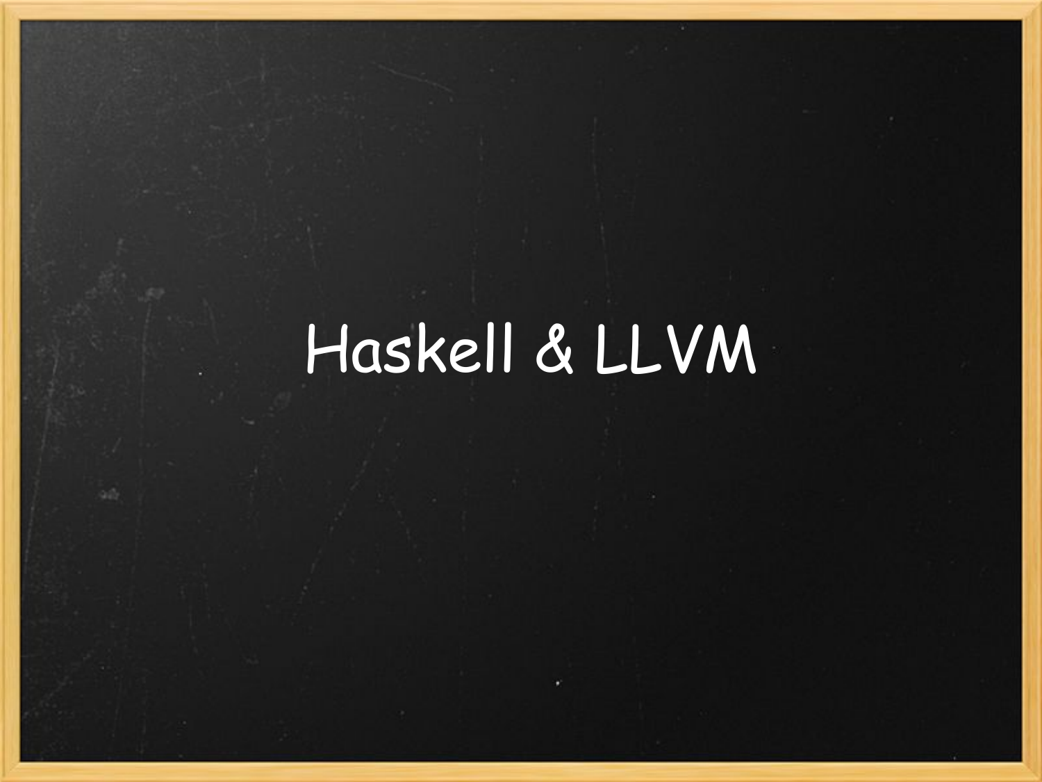# Haskell & LLVM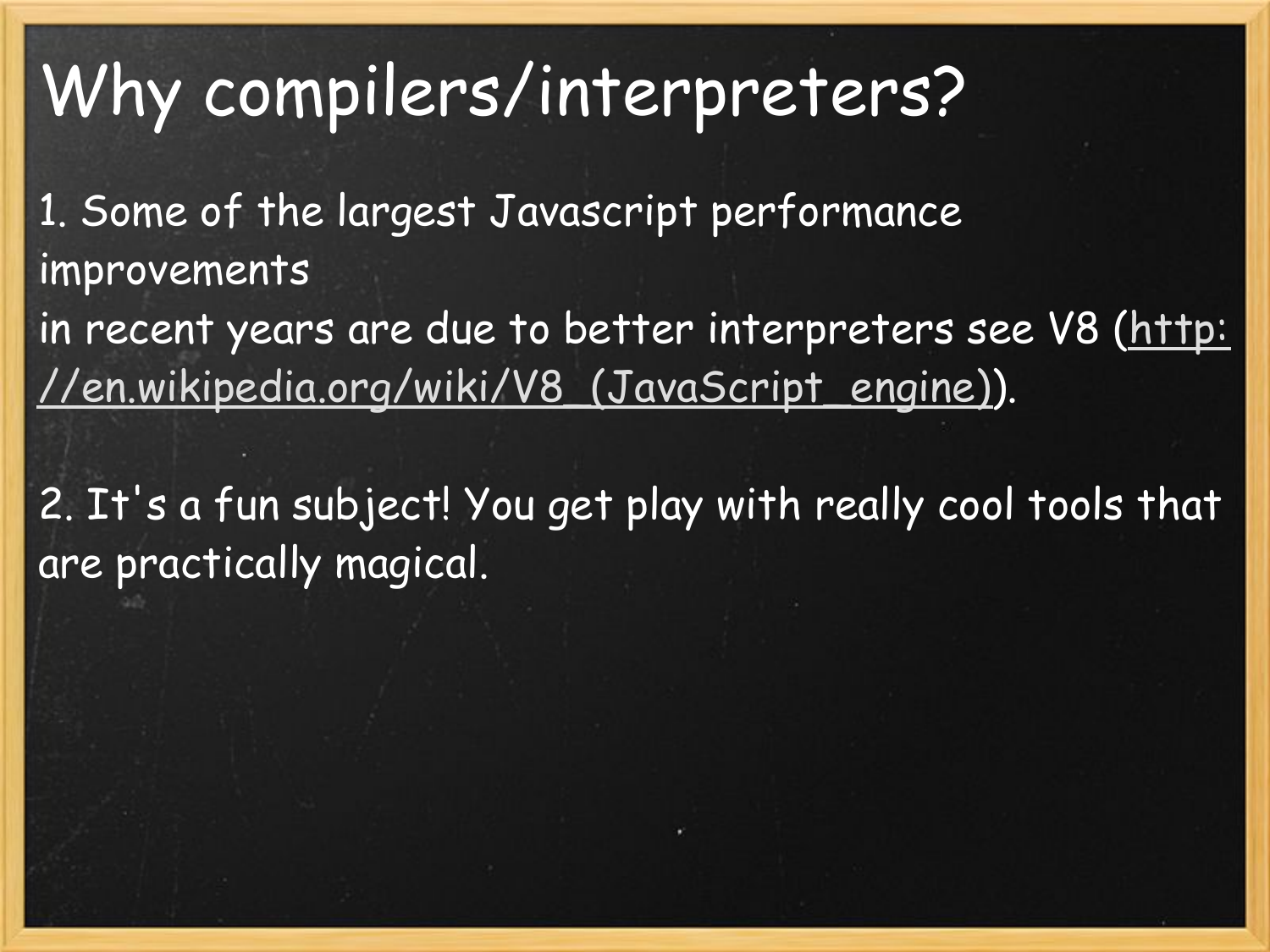# Why compilers/interpreters?

1. Some of the largest Javascript performance improvements
in recent years are due to better interpreters see V8 ([http://en.wikipedia.org/wiki/V8_(JavaScript_engine)](http://en.wikipedia.org/wiki/V8_(JavaScript_engine))).

2. It's a fun subject! You get play with really cool tools that are practically magical.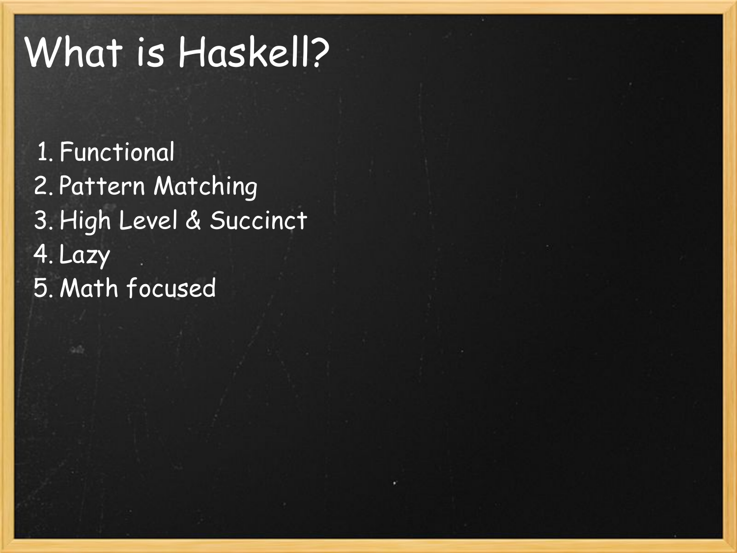# What is Haskell?

1. Functional
2. Pattern Matching
3. High Level & Succinct
4. Lazy
5. Math focused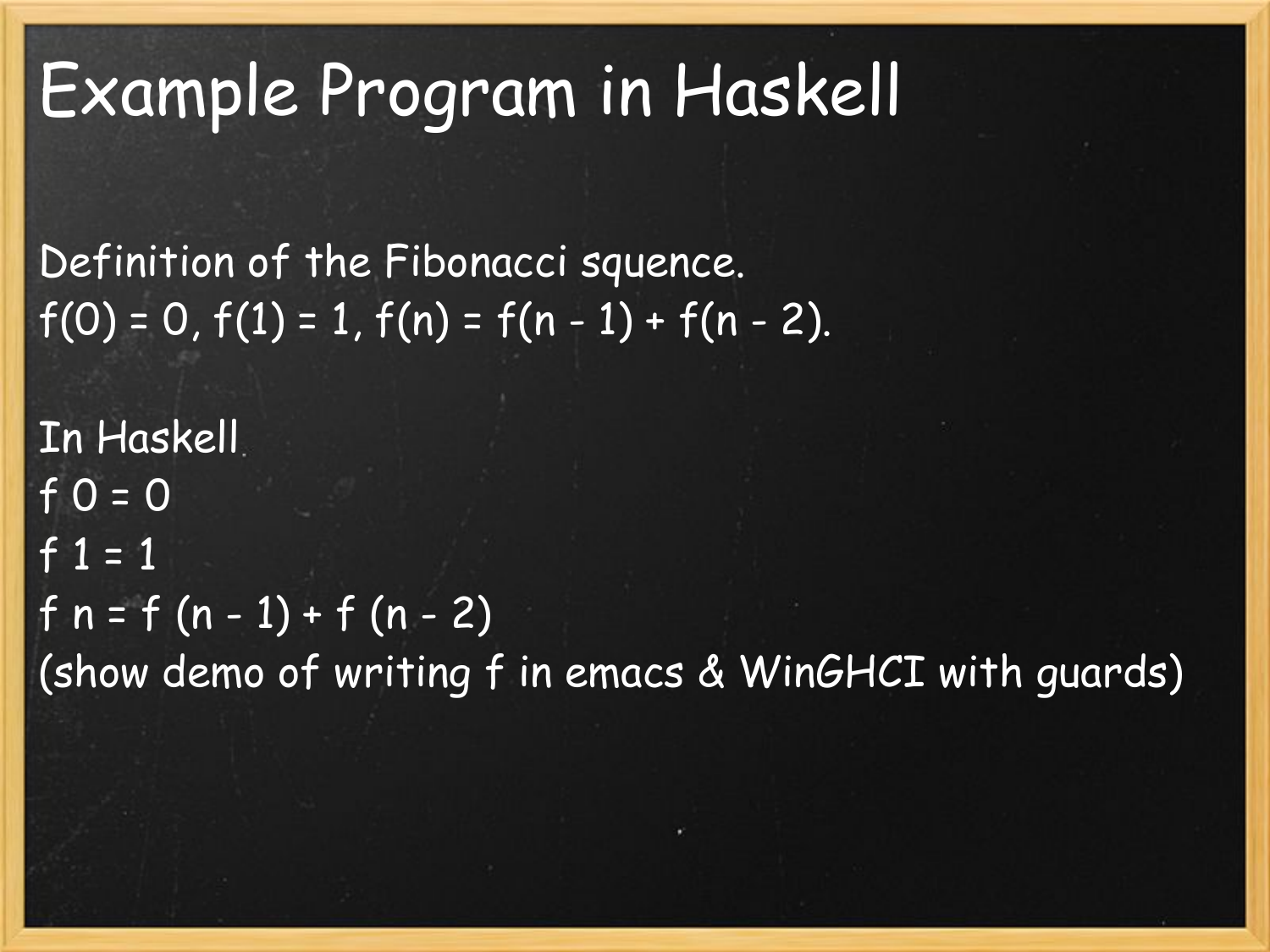# Example Program in Haskell

Definition of the Fibonacci squence.

$f(0) = 0$, $f(1) = 1$, $f(n) = f(n - 1) + f(n - 2)$.

In Haskell

```
f 0 = 0
f 1 = 1
f n = f (n - 1) + f (n - 2)
```

(show demo of writing f in emacs & WinGHCI with guards)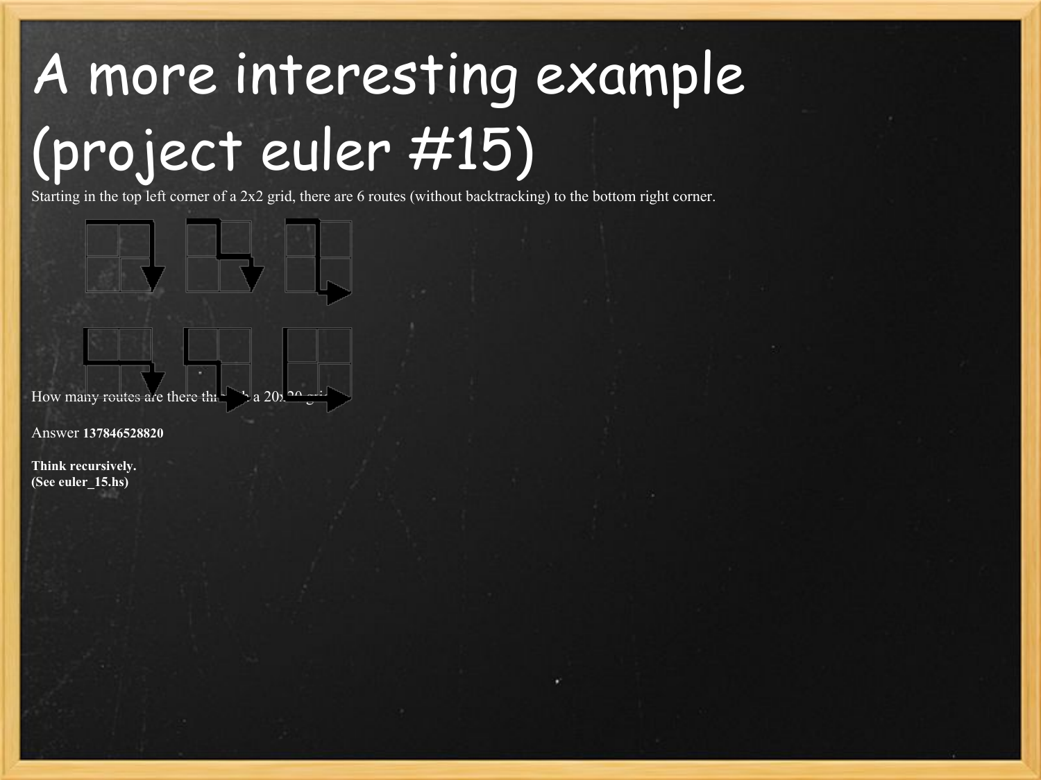# A more interesting example (project euler #15)

Starting in the top left corner of a 2x2 grid, there are 6 routes (without backtracking) to the bottom right corner.

How many routes are there through a 20x20 grid?

Answer **137846528820**

**Think recursively.**
**(See euler_15.hs)**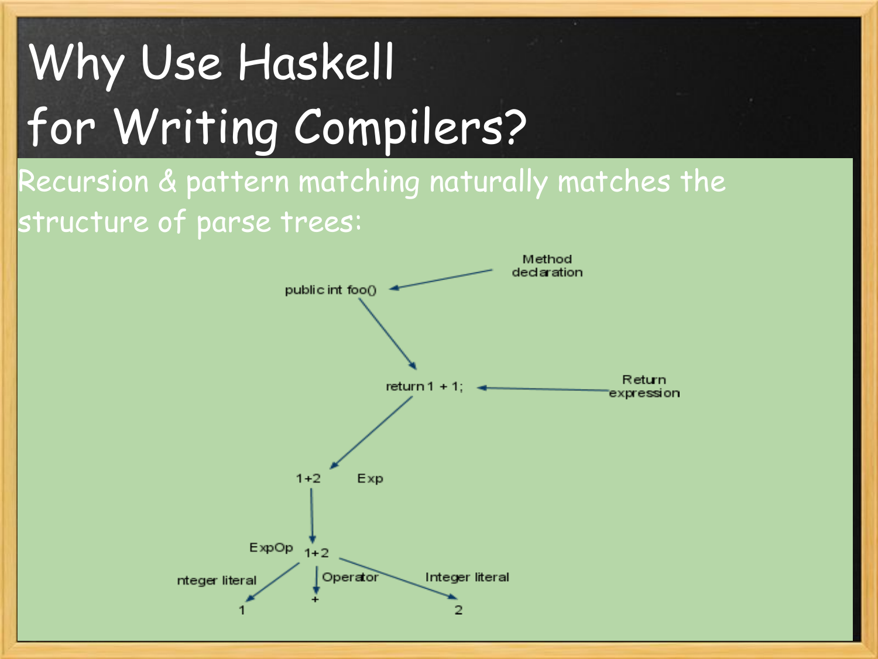# Why Use Haskell for Writing Compilers?

Recursion & pattern matching naturally matches the structure of parse trees:

public int foo() ← Method declaration

return 1 + 1; ← Return expression

1+2 Exp

ExpOp 1+2

nteger literal → 1

Operator → +

Integer literal → 2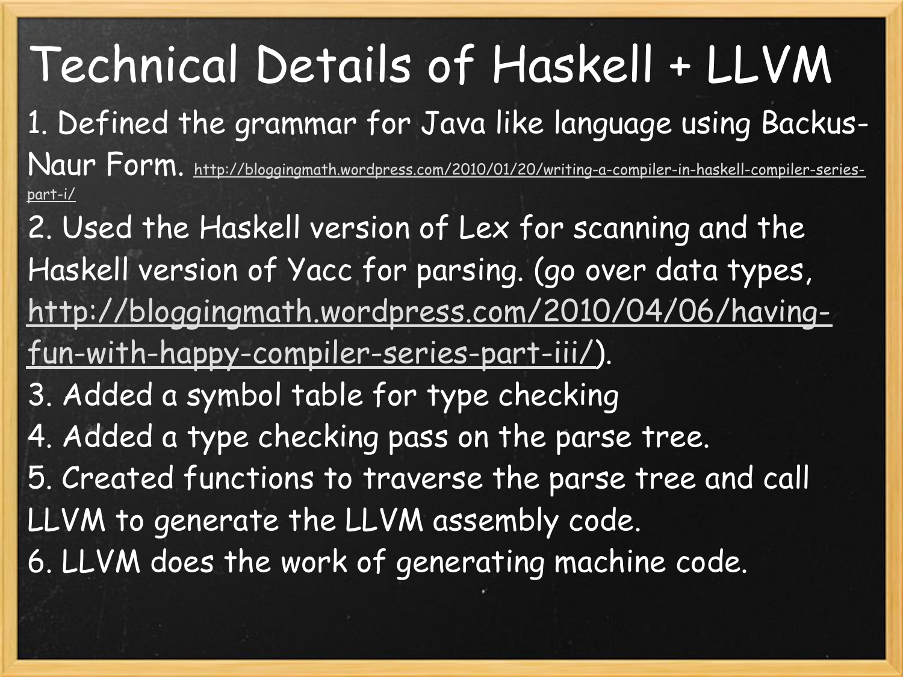# Technical Details of Haskell + LLVM

1. Defined the grammar for Java like language using Backus-Naur Form. http://bloggingmath.wordpress.com/2010/01/20/writing-a-compiler-in-haskell-compiler-series-part-i/
2. Used the Haskell version of Lex for scanning and the Haskell version of Yacc for parsing. (go over data types, http://bloggingmath.wordpress.com/2010/04/06/having-fun-with-happy-compiler-series-part-iii/).
3. Added a symbol table for type checking
4. Added a type checking pass on the parse tree.
5. Created functions to traverse the parse tree and call LLVM to generate the LLVM assembly code.
6. LLVM does the work of generating machine code.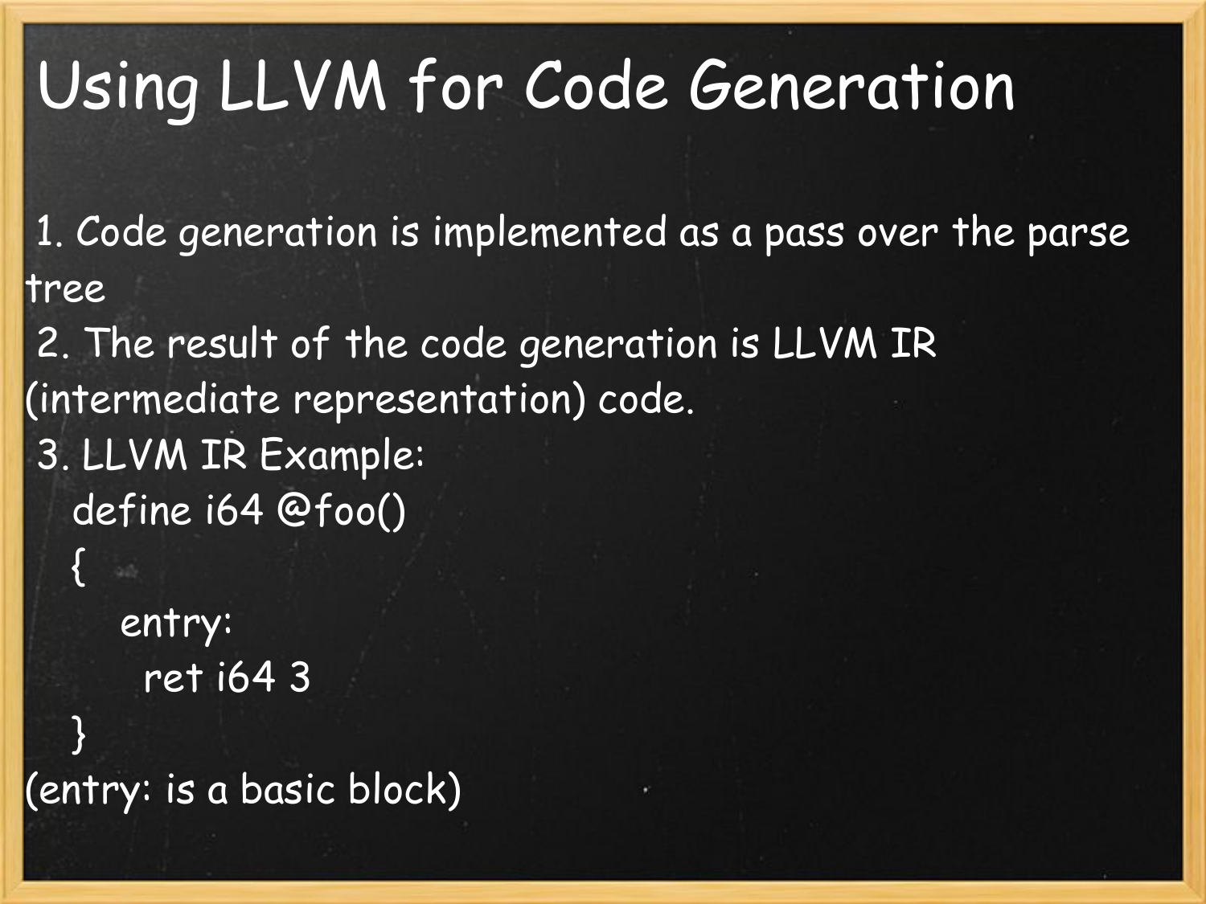# Using LLVM for Code Generation

1. Code generation is implemented as a pass over the parse tree
2. The result of the code generation is LLVM IR (intermediate representation) code.
3. LLVM IR Example:

```
define i64 @foo()
{
    entry:
      ret i64 3
}
```

(entry: is a basic block)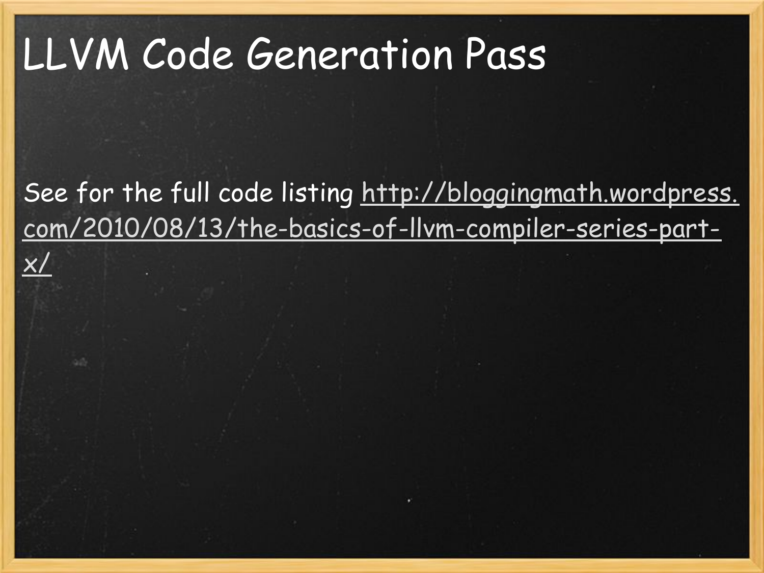# LLVM Code Generation Pass

See for the full code listing http://bloggingmath.wordpress.com/2010/08/13/the-basics-of-llvm-compiler-series-part-x/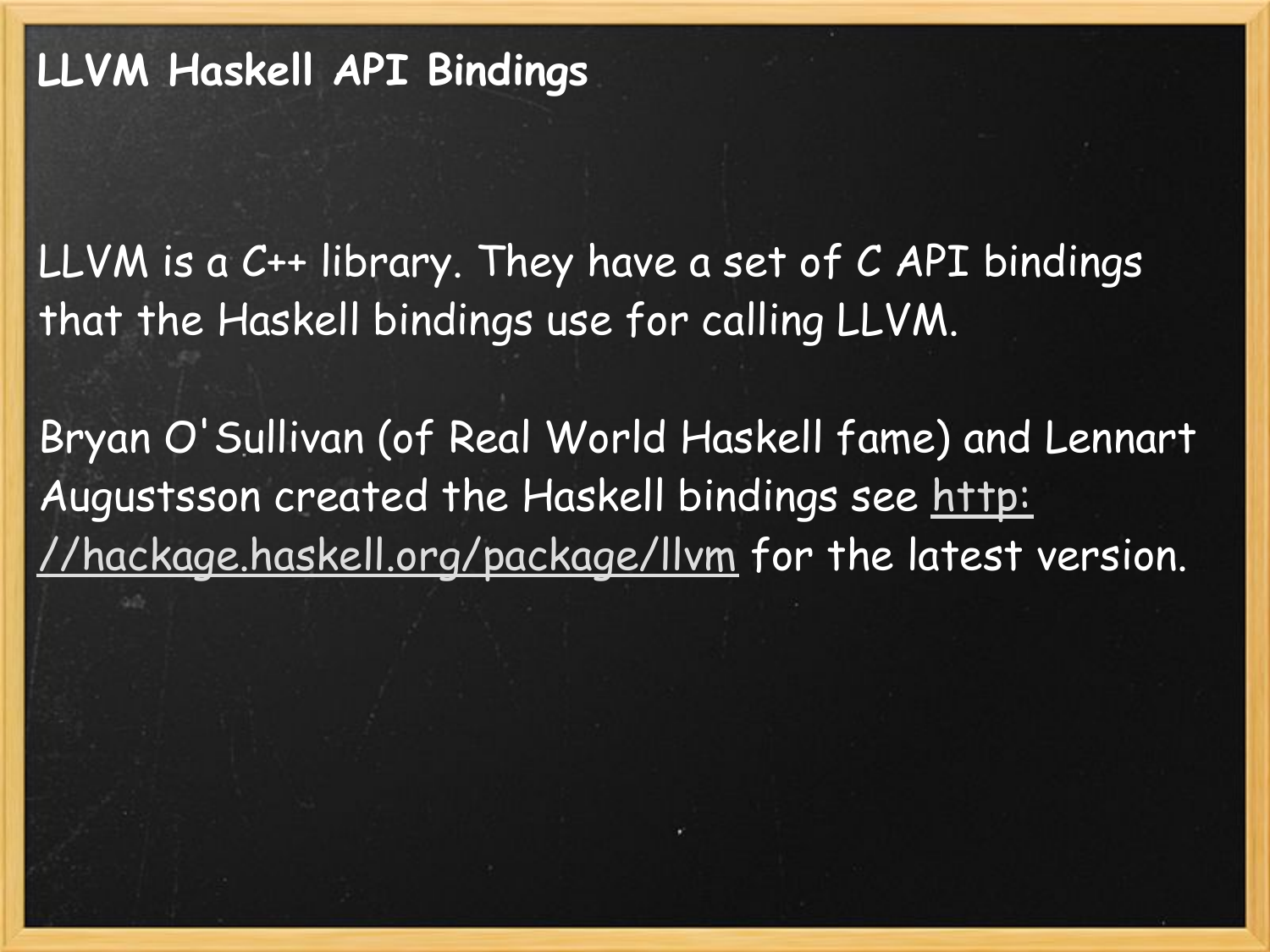# LLVM Haskell API Bindings

LLVM is a C++ library. They have a set of C API bindings that the Haskell bindings use for calling LLVM.

Bryan O'Sullivan (of Real World Haskell fame) and Lennart Augustsson created the Haskell bindings see http://hackage.haskell.org/package/llvm for the latest version.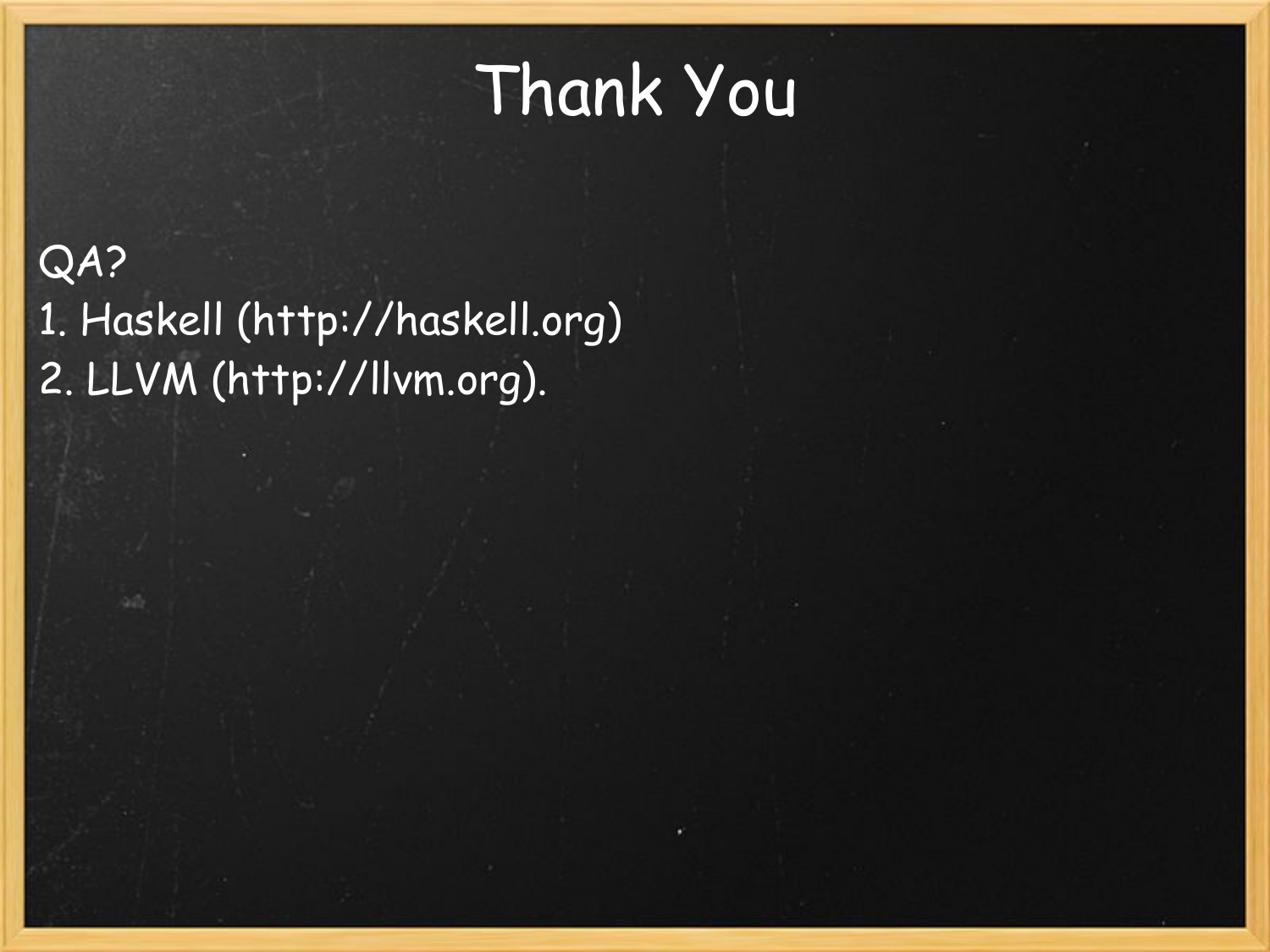# Thank You

QA?

1. Haskell (http://haskell.org)
2. LLVM (http://llvm.org).